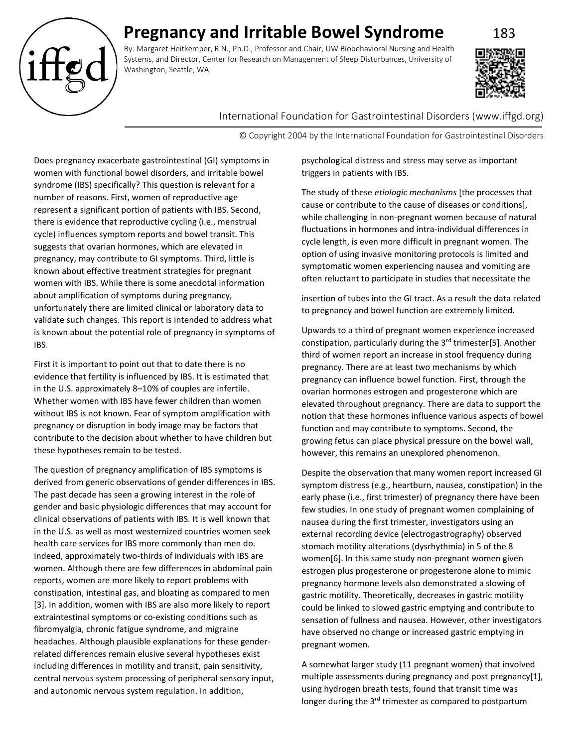# Pregnancy and Irritable Bowel Syndrome

By: Margaret Heitkemper, R.N., Ph.D., Professor and Chair, UW Biobehavioral Nursing and Health Systems, and Director, Center for Research on Management of Sleep Disturbances, University of Washington, Seattle, WA

International Foundation for Gastrointestinal Disorders (www.iffgd.org)

© Copyright 2004 by the International Foundation for Gastrointestinal Disorders

Does pregnancy exacerbate gastrointestinal (GI) symptoms in women with functional bowel disorders, and irritable bowel syndrome (IBS) specifically? This question is relevant for a number of reasons. First, women of reproductive age represent a significant portion of patients with IBS. Second, there is evidence that reproductive cycling (i.e., menstrual cycle) influences symptom reports and bowel transit. This suggests that ovarian hormones, which are elevated in pregnancy, may contribute to GI symptoms. Third, little is known about effective treatment strategies for pregnant women with IBS. While there is some anecdotal information about amplification of symptoms during pregnancy, unfortunately there are limited clinical or laboratory data to validate such changes. This report is intended to address what is known about the potential role of pregnancy in symptoms of IBS.

First it is important to point out that to date there is no evidence that fertility is influenced by IBS. It is estimated that in the U.S. approximately 8–10% of couples are infertile. Whether women with IBS have fewer children than women without IBS is not known. Fear of symptom amplification with pregnancy or disruption in body image may be factors that contribute to the decision about whether to have children but these hypotheses remain to be tested.

The question of pregnancy amplification of IBS symptoms is derived from generic observations of gender differences in IBS. The past decade has seen a growing interest in the role of gender and basic physiologic differences that may account for clinical observations of patients with IBS. It is well known that in the U.S. as well as most westernized countries women seek health care services for IBS more commonly than men do. Indeed, approximately two-thirds of individuals with IBS are women. Although there are few differences in abdominal pain reports, women are more likely to report problems with constipation, intestinal gas, and bloating as compared to men [3]. In addition, women with IBS are also more likely to report extraintestinal symptoms or co-existing conditions such as fibromyalgia, chronic fatigue syndrome, and migraine headaches. Although plausible explanations for these gender-related differences remain elusive several hypotheses exist including differences in motility and transit, pain sensitivity, central nervous system processing of peripheral sensory input, and autonomic nervous system regulation. In addition, psychological distress and stress may serve as important triggers in patients with IBS.

The study of these *etiologic mechanisms* [the processes that cause or contribute to the cause of diseases or conditions], while challenging in non-pregnant women because of natural fluctuations in hormones and intra-individual differences in cycle length, is even more difficult in pregnant women. The option of using invasive monitoring protocols is limited and symptomatic women experiencing nausea and vomiting are often reluctant to participate in studies that necessitate the insertion of tubes into the GI tract. As a result the data related to pregnancy and bowel function are extremely limited.

Upwards to a third of pregnant women experience increased constipation, particularly during the 3rd trimester[5]. Another third of women report an increase in stool frequency during pregnancy. There are at least two mechanisms by which pregnancy can influence bowel function. First, through the ovarian hormones estrogen and progesterone which are elevated throughout pregnancy. There are data to support the notion that these hormones influence various aspects of bowel function and may contribute to symptoms. Second, the growing fetus can place physical pressure on the bowel wall, however, this remains an unexplored phenomenon.

Despite the observation that many women report increased GI symptom distress (e.g., heartburn, nausea, constipation) in the early phase (i.e., first trimester) of pregnancy there have been few studies. In one study of pregnant women complaining of nausea during the first trimester, investigators using an external recording device (electrogastrography) observed stomach motility alterations (dysrhythmia) in 5 of the 8 women[6]. In this same study non-pregnant women given estrogen plus progesterone or progesterone alone to mimic pregnancy hormone levels also demonstrated a slowing of gastric motility. Theoretically, decreases in gastric motility could be linked to slowed gastric emptying and contribute to sensation of fullness and nausea. However, other investigators have observed no change or increased gastric emptying in pregnant women.

A somewhat larger study (11 pregnant women) that involved multiple assessments during pregnancy and post pregnancy[1], using hydrogen breath tests, found that transit time was longer during the 3rd trimester as compared to postpartum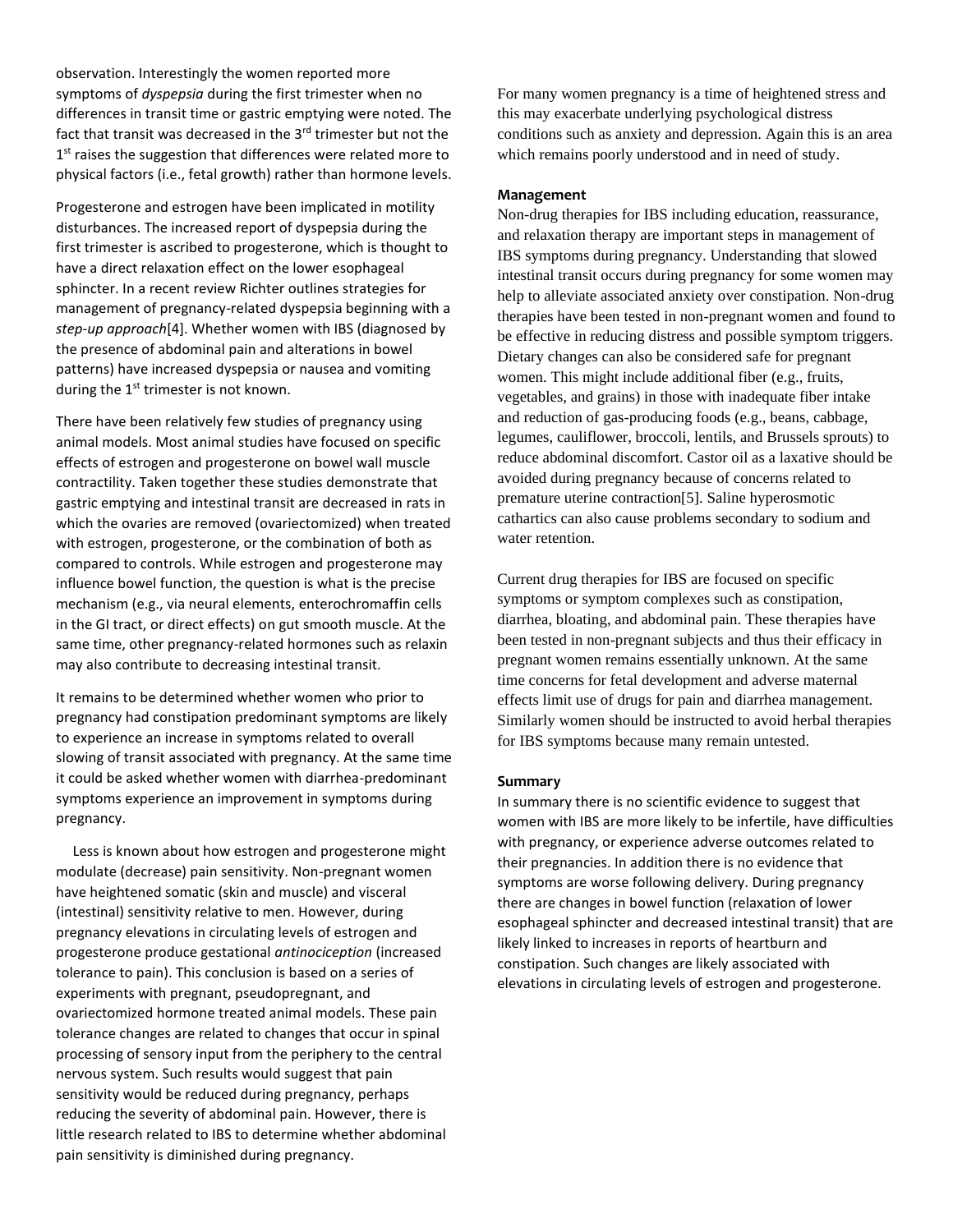observation. Interestingly the women reported more symptoms of *dyspepsia* during the first trimester when no differences in transit time or gastric emptying were noted. The fact that transit was decreased in the 3rd trimester but not the 1st raises the suggestion that differences were related more to physical factors (i.e., fetal growth) rather than hormone levels.

Progesterone and estrogen have been implicated in motility disturbances. The increased report of dyspepsia during the first trimester is ascribed to progesterone, which is thought to have a direct relaxation effect on the lower esophageal sphincter. In a recent review Richter outlines strategies for management of pregnancy-related dyspepsia beginning with a *step-up approach*[4]. Whether women with IBS (diagnosed by the presence of abdominal pain and alterations in bowel patterns) have increased dyspepsia or nausea and vomiting during the 1st trimester is not known.

There have been relatively few studies of pregnancy using animal models. Most animal studies have focused on specific effects of estrogen and progesterone on bowel wall muscle contractility. Taken together these studies demonstrate that gastric emptying and intestinal transit are decreased in rats in which the ovaries are removed (ovariectomized) when treated with estrogen, progesterone, or the combination of both as compared to controls. While estrogen and progesterone may influence bowel function, the question is what is the precise mechanism (e.g., via neural elements, enterochromaffin cells in the GI tract, or direct effects) on gut smooth muscle. At the same time, other pregnancy-related hormones such as relaxin may also contribute to decreasing intestinal transit.

It remains to be determined whether women who prior to pregnancy had constipation predominant symptoms are likely to experience an increase in symptoms related to overall slowing of transit associated with pregnancy. At the same time it could be asked whether women with diarrhea-predominant symptoms experience an improvement in symptoms during pregnancy.

Less is known about how estrogen and progesterone might modulate (decrease) pain sensitivity. Non-pregnant women have heightened somatic (skin and muscle) and visceral (intestinal) sensitivity relative to men. However, during pregnancy elevations in circulating levels of estrogen and progesterone produce gestational *antinociception* (increased tolerance to pain). This conclusion is based on a series of experiments with pregnant, pseudopregnant, and ovariectomized hormone treated animal models. These pain tolerance changes are related to changes that occur in spinal processing of sensory input from the periphery to the central nervous system. Such results would suggest that pain sensitivity would be reduced during pregnancy, perhaps reducing the severity of abdominal pain. However, there is little research related to IBS to determine whether abdominal pain sensitivity is diminished during pregnancy.

For many women pregnancy is a time of heightened stress and this may exacerbate underlying psychological distress conditions such as anxiety and depression. Again this is an area which remains poorly understood and in need of study.

**Management**

Non-drug therapies for IBS including education, reassurance, and relaxation therapy are important steps in management of IBS symptoms during pregnancy. Understanding that slowed intestinal transit occurs during pregnancy for some women may help to alleviate associated anxiety over constipation. Non-drug therapies have been tested in non-pregnant women and found to be effective in reducing distress and possible symptom triggers. Dietary changes can also be considered safe for pregnant women. This might include additional fiber (e.g., fruits, vegetables, and grains) in those with inadequate fiber intake and reduction of gas-producing foods (e.g., beans, cabbage, legumes, cauliflower, broccoli, lentils, and Brussels sprouts) to reduce abdominal discomfort. Castor oil as a laxative should be avoided during pregnancy because of concerns related to premature uterine contraction[5]. Saline hyperosmotic cathartics can also cause problems secondary to sodium and water retention.

Current drug therapies for IBS are focused on specific symptoms or symptom complexes such as constipation, diarrhea, bloating, and abdominal pain. These therapies have been tested in non-pregnant subjects and thus their efficacy in pregnant women remains essentially unknown. At the same time concerns for fetal development and adverse maternal effects limit use of drugs for pain and diarrhea management. Similarly women should be instructed to avoid herbal therapies for IBS symptoms because many remain untested.

**Summary**

In summary there is no scientific evidence to suggest that women with IBS are more likely to be infertile, have difficulties with pregnancy, or experience adverse outcomes related to their pregnancies. In addition there is no evidence that symptoms are worse following delivery. During pregnancy there are changes in bowel function (relaxation of lower esophageal sphincter and decreased intestinal transit) that are likely linked to increases in reports of heartburn and constipation. Such changes are likely associated with elevations in circulating levels of estrogen and progesterone.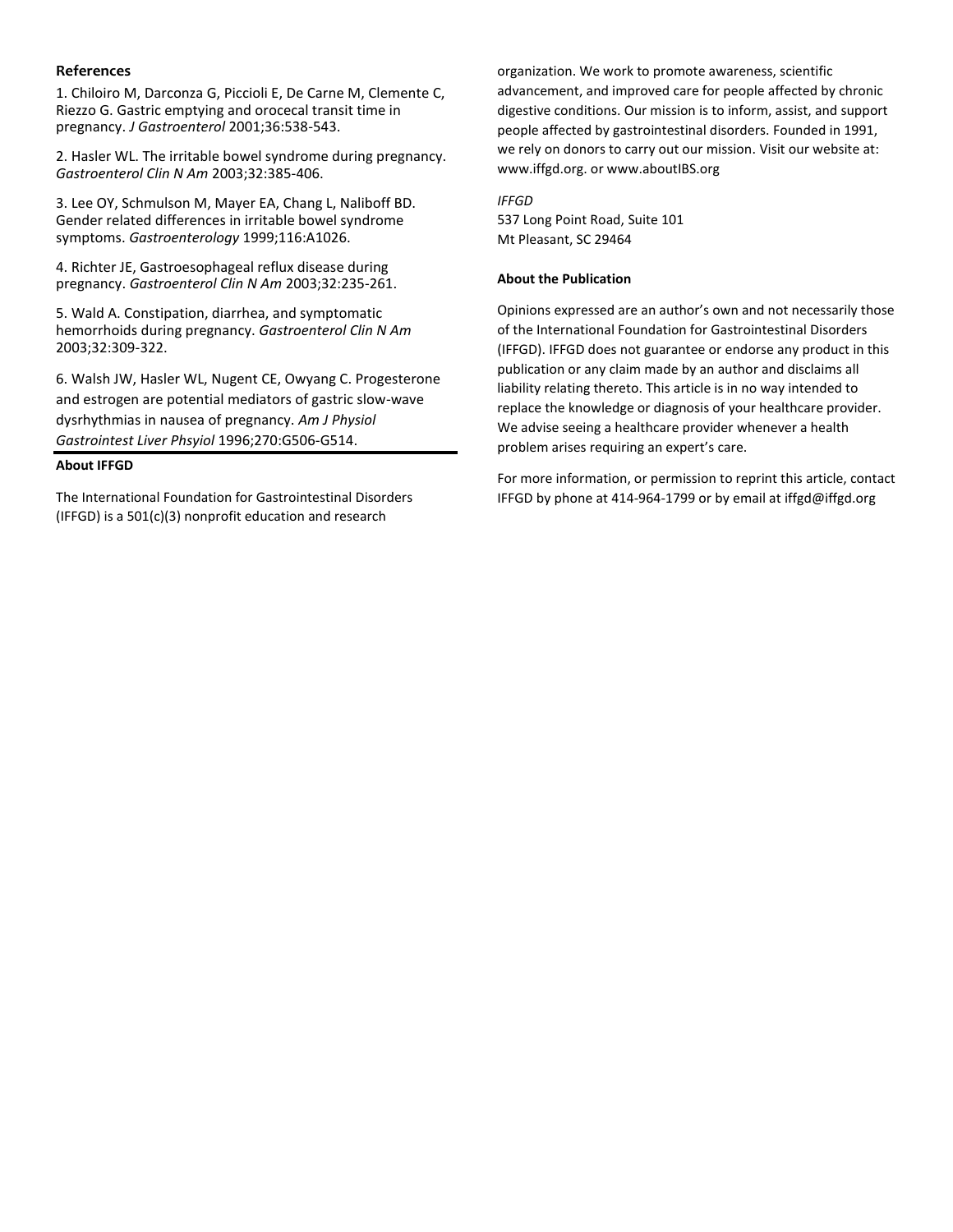### References

1. Chiloiro M, Darconza G, Piccioli E, De Carne M, Clemente C, Riezzo G. Gastric emptying and orocecal transit time in pregnancy. *J Gastroenterol* 2001;36:538-543.

2. Hasler WL. The irritable bowel syndrome during pregnancy. *Gastroenterol Clin N Am* 2003;32:385-406.

3. Lee OY, Schmulson M, Mayer EA, Chang L, Naliboff BD. Gender related differences in irritable bowel syndrome symptoms. *Gastroenterology* 1999;116:A1026.

4. Richter JE, Gastroesophageal reflux disease during pregnancy. *Gastroenterol Clin N Am* 2003;32:235-261.

5. Wald A. Constipation, diarrhea, and symptomatic hemorrhoids during pregnancy. *Gastroenterol Clin N Am* 2003;32:309-322.

6. Walsh JW, Hasler WL, Nugent CE, Owyang C. Progesterone and estrogen are potential mediators of gastric slow-wave dysrhythmias in nausea of pregnancy. *Am J Physiol Gastrointest Liver Phsyiol* 1996;270:G506-G514.

#### About IFFGD

The International Foundation for Gastrointestinal Disorders (IFFGD) is a 501(c)(3) nonprofit education and research organization. We work to promote awareness, scientific advancement, and improved care for people affected by chronic digestive conditions. Our mission is to inform, assist, and support people affected by gastrointestinal disorders. Founded in 1991, we rely on donors to carry out our mission. Visit our website at: www.iffgd.org. or www.aboutIBS.org

*IFFGD*
537 Long Point Road, Suite 101
Mt Pleasant, SC 29464

#### About the Publication

Opinions expressed are an author's own and not necessarily those of the International Foundation for Gastrointestinal Disorders (IFFGD). IFFGD does not guarantee or endorse any product in this publication or any claim made by an author and disclaims all liability relating thereto. This article is in no way intended to replace the knowledge or diagnosis of your healthcare provider. We advise seeing a healthcare provider whenever a health problem arises requiring an expert's care.

For more information, or permission to reprint this article, contact IFFGD by phone at 414-964-1799 or by email at iffgd@iffgd.org